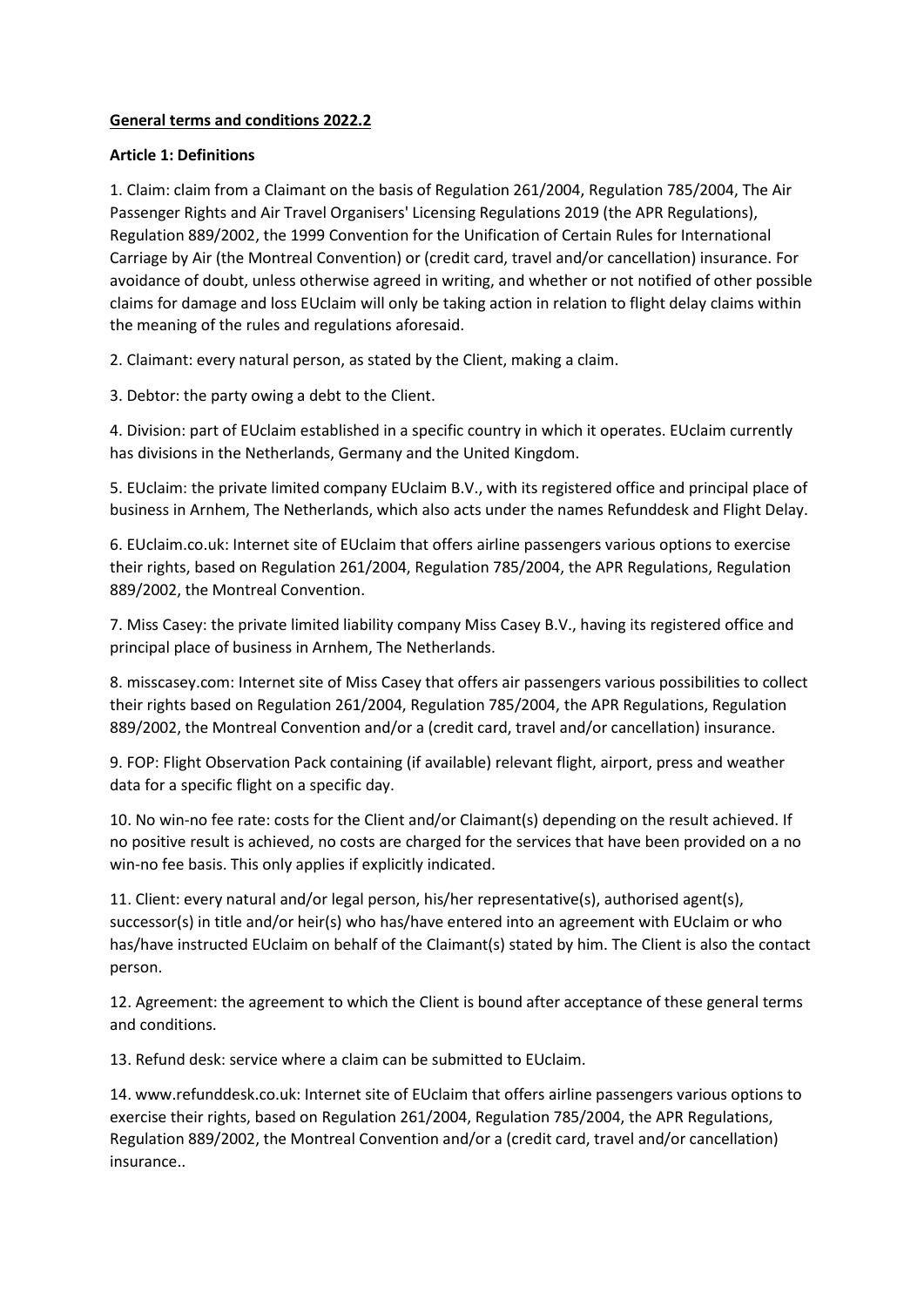**<u>General terms and conditions 2022.2</u>**

**Article 1: Definitions**

1. Claim: claim from a Claimant on the basis of Regulation 261/2004, Regulation 785/2004, The Air Passenger Rights and Air Travel Organisers' Licensing Regulations 2019 (the APR Regulations), Regulation 889/2002, the 1999 Convention for the Unification of Certain Rules for International Carriage by Air (the Montreal Convention) or (credit card, travel and/or cancellation) insurance. For avoidance of doubt, unless otherwise agreed in writing, and whether or not notified of other possible claims for damage and loss EUclaim will only be taking action in relation to flight delay claims within the meaning of the rules and regulations aforesaid.

2. Claimant: every natural person, as stated by the Client, making a claim.

3. Debtor: the party owing a debt to the Client.

4. Division: part of EUclaim established in a specific country in which it operates. EUclaim currently has divisions in the Netherlands, Germany and the United Kingdom.

5. EUclaim: the private limited company EUclaim B.V., with its registered office and principal place of business in Arnhem, The Netherlands, which also acts under the names Refunddesk and Flight Delay.

6. EUclaim.co.uk: Internet site of EUclaim that offers airline passengers various options to exercise their rights, based on Regulation 261/2004, Regulation 785/2004, the APR Regulations, Regulation 889/2002, the Montreal Convention.

7. Miss Casey: the private limited liability company Miss Casey B.V., having its registered office and principal place of business in Arnhem, The Netherlands.

8. misscasey.com: Internet site of Miss Casey that offers air passengers various possibilities to collect their rights based on Regulation 261/2004, Regulation 785/2004, the APR Regulations, Regulation 889/2002, the Montreal Convention and/or a (credit card, travel and/or cancellation) insurance.

9. FOP: Flight Observation Pack containing (if available) relevant flight, airport, press and weather data for a specific flight on a specific day.

10. No win-no fee rate: costs for the Client and/or Claimant(s) depending on the result achieved. If no positive result is achieved, no costs are charged for the services that have been provided on a no win-no fee basis. This only applies if explicitly indicated.

11. Client: every natural and/or legal person, his/her representative(s), authorised agent(s), successor(s) in title and/or heir(s) who has/have entered into an agreement with EUclaim or who has/have instructed EUclaim on behalf of the Claimant(s) stated by him. The Client is also the contact person.

12. Agreement: the agreement to which the Client is bound after acceptance of these general terms and conditions.

13. Refund desk: service where a claim can be submitted to EUclaim.

14. www.refunddesk.co.uk: Internet site of EUclaim that offers airline passengers various options to exercise their rights, based on Regulation 261/2004, Regulation 785/2004, the APR Regulations, Regulation 889/2002, the Montreal Convention and/or a (credit card, travel and/or cancellation) insurance..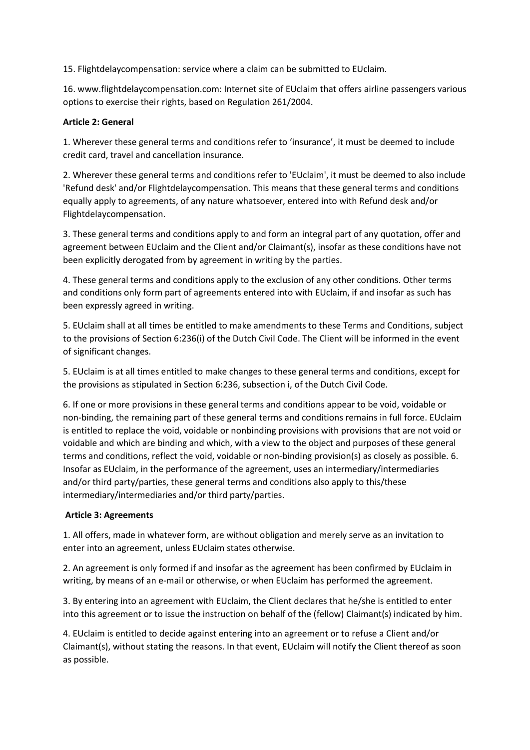15. Flightdelaycompensation: service where a claim can be submitted to EUclaim.

16. www.flightdelaycompensation.com: Internet site of EUclaim that offers airline passengers various options to exercise their rights, based on Regulation 261/2004.

**Article 2: General**

1. Wherever these general terms and conditions refer to 'insurance', it must be deemed to include credit card, travel and cancellation insurance.

2. Wherever these general terms and conditions refer to 'EUclaim', it must be deemed to also include 'Refund desk' and/or Flightdelaycompensation. This means that these general terms and conditions equally apply to agreements, of any nature whatsoever, entered into with Refund desk and/or Flightdelaycompensation.

3. These general terms and conditions apply to and form an integral part of any quotation, offer and agreement between EUclaim and the Client and/or Claimant(s), insofar as these conditions have not been explicitly derogated from by agreement in writing by the parties.

4. These general terms and conditions apply to the exclusion of any other conditions. Other terms and conditions only form part of agreements entered into with EUclaim, if and insofar as such has been expressly agreed in writing.

5. EUclaim shall at all times be entitled to make amendments to these Terms and Conditions, subject to the provisions of Section 6:236(i) of the Dutch Civil Code. The Client will be informed in the event of significant changes.

5. EUclaim is at all times entitled to make changes to these general terms and conditions, except for the provisions as stipulated in Section 6:236, subsection i, of the Dutch Civil Code.

6. If one or more provisions in these general terms and conditions appear to be void, voidable or non-binding, the remaining part of these general terms and conditions remains in full force. EUclaim is entitled to replace the void, voidable or nonbinding provisions with provisions that are not void or voidable and which are binding and which, with a view to the object and purposes of these general terms and conditions, reflect the void, voidable or non-binding provision(s) as closely as possible. 6. Insofar as EUclaim, in the performance of the agreement, uses an intermediary/intermediaries and/or third party/parties, these general terms and conditions also apply to this/these intermediary/intermediaries and/or third party/parties.

**Article 3: Agreements**

1. All offers, made in whatever form, are without obligation and merely serve as an invitation to enter into an agreement, unless EUclaim states otherwise.

2. An agreement is only formed if and insofar as the agreement has been confirmed by EUclaim in writing, by means of an e-mail or otherwise, or when EUclaim has performed the agreement.

3. By entering into an agreement with EUclaim, the Client declares that he/she is entitled to enter into this agreement or to issue the instruction on behalf of the (fellow) Claimant(s) indicated by him.

4. EUclaim is entitled to decide against entering into an agreement or to refuse a Client and/or Claimant(s), without stating the reasons. In that event, EUclaim will notify the Client thereof as soon as possible.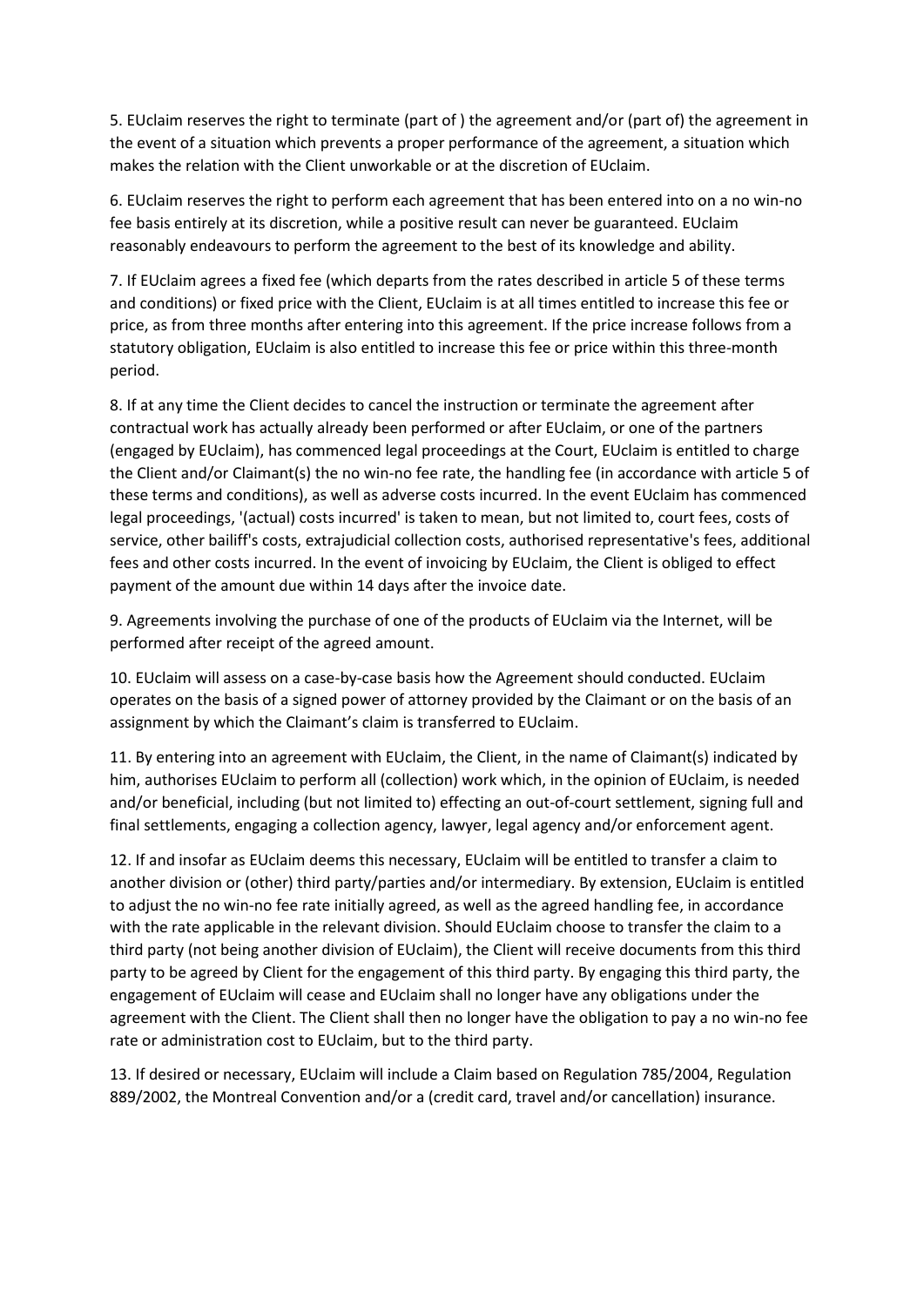5. EUclaim reserves the right to terminate (part of ) the agreement and/or (part of) the agreement in the event of a situation which prevents a proper performance of the agreement, a situation which makes the relation with the Client unworkable or at the discretion of EUclaim.

6. EUclaim reserves the right to perform each agreement that has been entered into on a no win-no fee basis entirely at its discretion, while a positive result can never be guaranteed. EUclaim reasonably endeavours to perform the agreement to the best of its knowledge and ability.

7. If EUclaim agrees a fixed fee (which departs from the rates described in article 5 of these terms and conditions) or fixed price with the Client, EUclaim is at all times entitled to increase this fee or price, as from three months after entering into this agreement. If the price increase follows from a statutory obligation, EUclaim is also entitled to increase this fee or price within this three-month period.

8. If at any time the Client decides to cancel the instruction or terminate the agreement after contractual work has actually already been performed or after EUclaim, or one of the partners (engaged by EUclaim), has commenced legal proceedings at the Court, EUclaim is entitled to charge the Client and/or Claimant(s) the no win-no fee rate, the handling fee (in accordance with article 5 of these terms and conditions), as well as adverse costs incurred. In the event EUclaim has commenced legal proceedings, '(actual) costs incurred' is taken to mean, but not limited to, court fees, costs of service, other bailiff's costs, extrajudicial collection costs, authorised representative's fees, additional fees and other costs incurred. In the event of invoicing by EUclaim, the Client is obliged to effect payment of the amount due within 14 days after the invoice date.

9. Agreements involving the purchase of one of the products of EUclaim via the Internet, will be performed after receipt of the agreed amount.

10. EUclaim will assess on a case-by-case basis how the Agreement should conducted. EUclaim operates on the basis of a signed power of attorney provided by the Claimant or on the basis of an assignment by which the Claimant's claim is transferred to EUclaim.

11. By entering into an agreement with EUclaim, the Client, in the name of Claimant(s) indicated by him, authorises EUclaim to perform all (collection) work which, in the opinion of EUclaim, is needed and/or beneficial, including (but not limited to) effecting an out-of-court settlement, signing full and final settlements, engaging a collection agency, lawyer, legal agency and/or enforcement agent.

12. If and insofar as EUclaim deems this necessary, EUclaim will be entitled to transfer a claim to another division or (other) third party/parties and/or intermediary. By extension, EUclaim is entitled to adjust the no win-no fee rate initially agreed, as well as the agreed handling fee, in accordance with the rate applicable in the relevant division. Should EUclaim choose to transfer the claim to a third party (not being another division of EUclaim), the Client will receive documents from this third party to be agreed by Client for the engagement of this third party. By engaging this third party, the engagement of EUclaim will cease and EUclaim shall no longer have any obligations under the agreement with the Client. The Client shall then no longer have the obligation to pay a no win-no fee rate or administration cost to EUclaim, but to the third party.

13. If desired or necessary, EUclaim will include a Claim based on Regulation 785/2004, Regulation 889/2002, the Montreal Convention and/or a (credit card, travel and/or cancellation) insurance.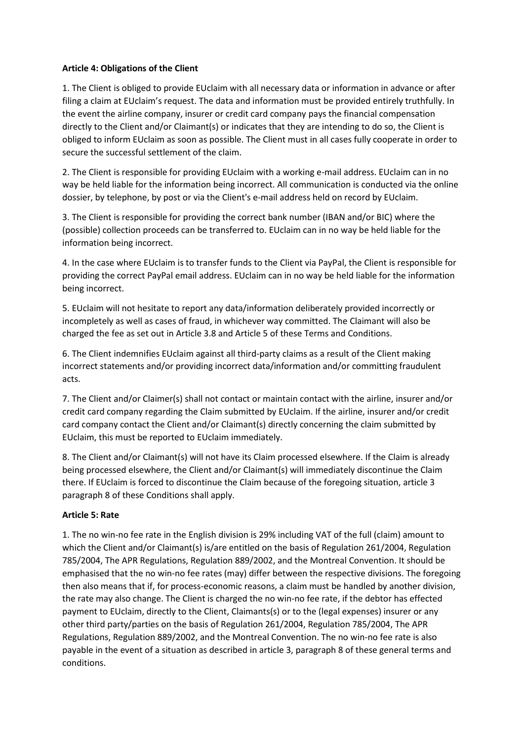**Article 4: Obligations of the Client**

1. The Client is obliged to provide EUclaim with all necessary data or information in advance or after filing a claim at EUclaim's request. The data and information must be provided entirely truthfully. In the event the airline company, insurer or credit card company pays the financial compensation directly to the Client and/or Claimant(s) or indicates that they are intending to do so, the Client is obliged to inform EUclaim as soon as possible. The Client must in all cases fully cooperate in order to secure the successful settlement of the claim.

2. The Client is responsible for providing EUclaim with a working e-mail address. EUclaim can in no way be held liable for the information being incorrect. All communication is conducted via the online dossier, by telephone, by post or via the Client's e-mail address held on record by EUclaim.

3. The Client is responsible for providing the correct bank number (IBAN and/or BIC) where the (possible) collection proceeds can be transferred to. EUclaim can in no way be held liable for the information being incorrect.

4. In the case where EUclaim is to transfer funds to the Client via PayPal, the Client is responsible for providing the correct PayPal email address. EUclaim can in no way be held liable for the information being incorrect.

5. EUclaim will not hesitate to report any data/information deliberately provided incorrectly or incompletely as well as cases of fraud, in whichever way committed. The Claimant will also be charged the fee as set out in Article 3.8 and Article 5 of these Terms and Conditions.

6. The Client indemnifies EUclaim against all third-party claims as a result of the Client making incorrect statements and/or providing incorrect data/information and/or committing fraudulent acts.

7. The Client and/or Claimer(s) shall not contact or maintain contact with the airline, insurer and/or credit card company regarding the Claim submitted by EUclaim. If the airline, insurer and/or credit card company contact the Client and/or Claimant(s) directly concerning the claim submitted by EUclaim, this must be reported to EUclaim immediately.

8. The Client and/or Claimant(s) will not have its Claim processed elsewhere. If the Claim is already being processed elsewhere, the Client and/or Claimant(s) will immediately discontinue the Claim there. If EUclaim is forced to discontinue the Claim because of the foregoing situation, article 3 paragraph 8 of these Conditions shall apply.

**Article 5: Rate**

1. The no win-no fee rate in the English division is 29% including VAT of the full (claim) amount to which the Client and/or Claimant(s) is/are entitled on the basis of Regulation 261/2004, Regulation 785/2004, The APR Regulations, Regulation 889/2002, and the Montreal Convention. It should be emphasised that the no win-no fee rates (may) differ between the respective divisions. The foregoing then also means that if, for process-economic reasons, a claim must be handled by another division, the rate may also change. The Client is charged the no win-no fee rate, if the debtor has effected payment to EUclaim, directly to the Client, Claimants(s) or to the (legal expenses) insurer or any other third party/parties on the basis of Regulation 261/2004, Regulation 785/2004, The APR Regulations, Regulation 889/2002, and the Montreal Convention. The no win-no fee rate is also payable in the event of a situation as described in article 3, paragraph 8 of these general terms and conditions.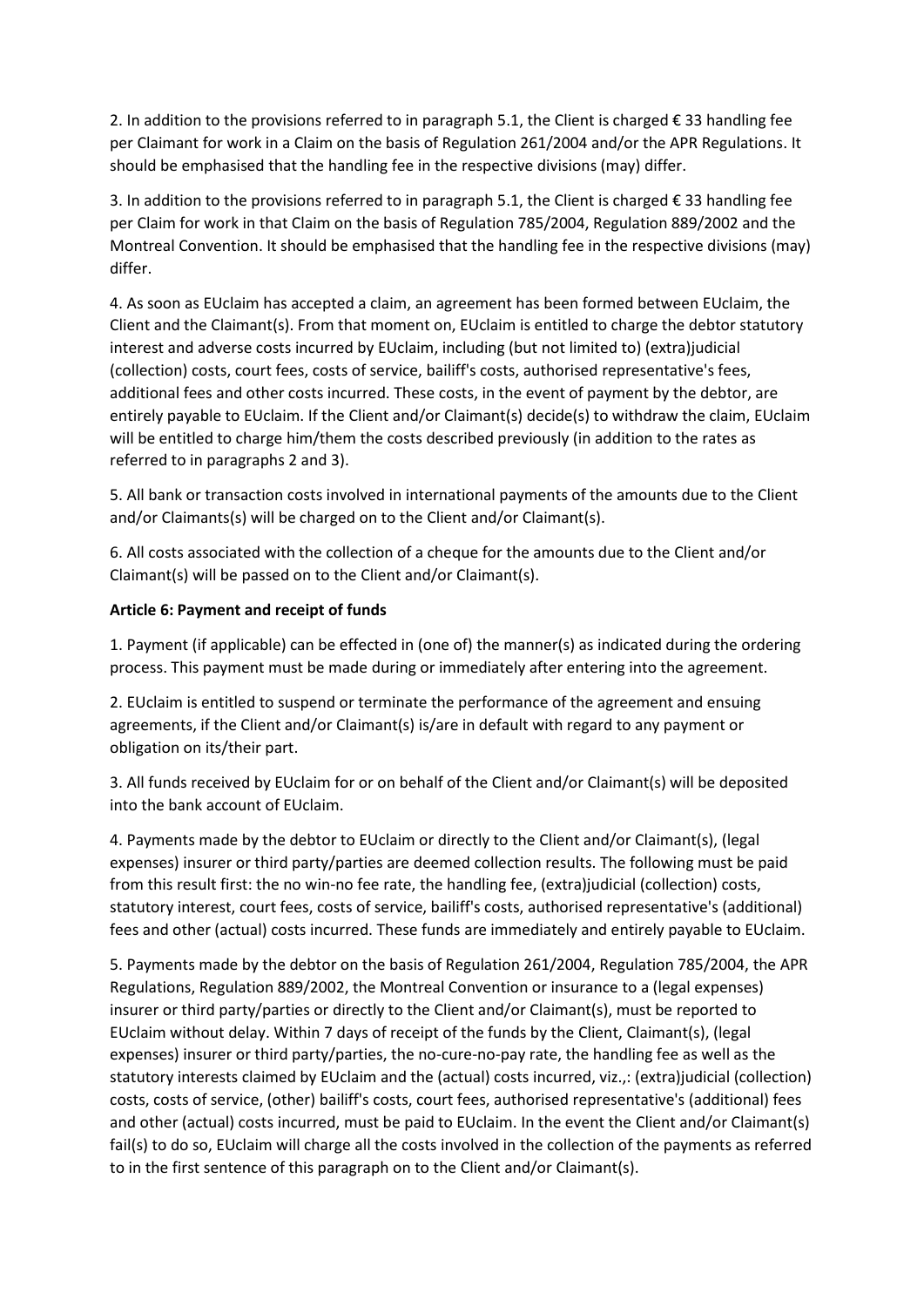2. In addition to the provisions referred to in paragraph 5.1, the Client is charged € 33 handling fee per Claimant for work in a Claim on the basis of Regulation 261/2004 and/or the APR Regulations. It should be emphasised that the handling fee in the respective divisions (may) differ.

3. In addition to the provisions referred to in paragraph 5.1, the Client is charged € 33 handling fee per Claim for work in that Claim on the basis of Regulation 785/2004, Regulation 889/2002 and the Montreal Convention. It should be emphasised that the handling fee in the respective divisions (may) differ.

4. As soon as EUclaim has accepted a claim, an agreement has been formed between EUclaim, the Client and the Claimant(s). From that moment on, EUclaim is entitled to charge the debtor statutory interest and adverse costs incurred by EUclaim, including (but not limited to) (extra)judicial (collection) costs, court fees, costs of service, bailiff's costs, authorised representative's fees, additional fees and other costs incurred. These costs, in the event of payment by the debtor, are entirely payable to EUclaim. If the Client and/or Claimant(s) decide(s) to withdraw the claim, EUclaim will be entitled to charge him/them the costs described previously (in addition to the rates as referred to in paragraphs 2 and 3).

5. All bank or transaction costs involved in international payments of the amounts due to the Client and/or Claimants(s) will be charged on to the Client and/or Claimant(s).

6. All costs associated with the collection of a cheque for the amounts due to the Client and/or Claimant(s) will be passed on to the Client and/or Claimant(s).

**Article 6: Payment and receipt of funds**

1. Payment (if applicable) can be effected in (one of) the manner(s) as indicated during the ordering process. This payment must be made during or immediately after entering into the agreement.

2. EUclaim is entitled to suspend or terminate the performance of the agreement and ensuing agreements, if the Client and/or Claimant(s) is/are in default with regard to any payment or obligation on its/their part.

3. All funds received by EUclaim for or on behalf of the Client and/or Claimant(s) will be deposited into the bank account of EUclaim.

4. Payments made by the debtor to EUclaim or directly to the Client and/or Claimant(s), (legal expenses) insurer or third party/parties are deemed collection results. The following must be paid from this result first: the no win-no fee rate, the handling fee, (extra)judicial (collection) costs, statutory interest, court fees, costs of service, bailiff's costs, authorised representative's (additional) fees and other (actual) costs incurred. These funds are immediately and entirely payable to EUclaim.

5. Payments made by the debtor on the basis of Regulation 261/2004, Regulation 785/2004, the APR Regulations, Regulation 889/2002, the Montreal Convention or insurance to a (legal expenses) insurer or third party/parties or directly to the Client and/or Claimant(s), must be reported to EUclaim without delay. Within 7 days of receipt of the funds by the Client, Claimant(s), (legal expenses) insurer or third party/parties, the no-cure-no-pay rate, the handling fee as well as the statutory interests claimed by EUclaim and the (actual) costs incurred, viz.,: (extra)judicial (collection) costs, costs of service, (other) bailiff's costs, court fees, authorised representative's (additional) fees and other (actual) costs incurred, must be paid to EUclaim. In the event the Client and/or Claimant(s) fail(s) to do so, EUclaim will charge all the costs involved in the collection of the payments as referred to in the first sentence of this paragraph on to the Client and/or Claimant(s).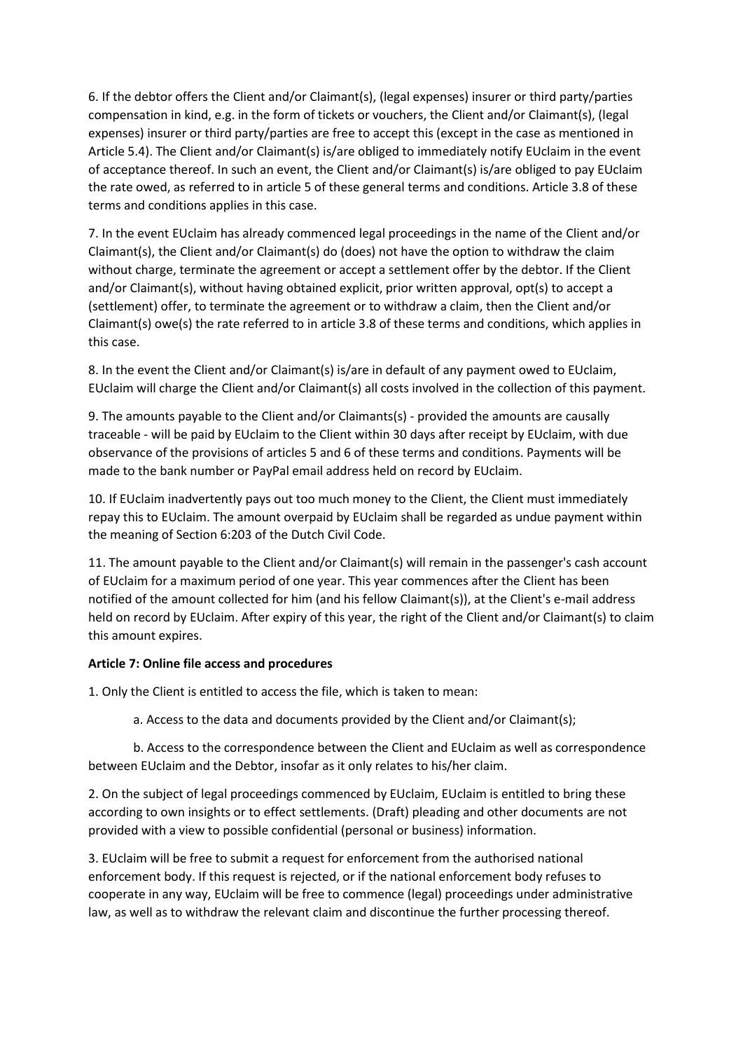6. If the debtor offers the Client and/or Claimant(s), (legal expenses) insurer or third party/parties compensation in kind, e.g. in the form of tickets or vouchers, the Client and/or Claimant(s), (legal expenses) insurer or third party/parties are free to accept this (except in the case as mentioned in Article 5.4). The Client and/or Claimant(s) is/are obliged to immediately notify EUclaim in the event of acceptance thereof. In such an event, the Client and/or Claimant(s) is/are obliged to pay EUclaim the rate owed, as referred to in article 5 of these general terms and conditions. Article 3.8 of these terms and conditions applies in this case.

7. In the event EUclaim has already commenced legal proceedings in the name of the Client and/or Claimant(s), the Client and/or Claimant(s) do (does) not have the option to withdraw the claim without charge, terminate the agreement or accept a settlement offer by the debtor. If the Client and/or Claimant(s), without having obtained explicit, prior written approval, opt(s) to accept a (settlement) offer, to terminate the agreement or to withdraw a claim, then the Client and/or Claimant(s) owe(s) the rate referred to in article 3.8 of these terms and conditions, which applies in this case.

8. In the event the Client and/or Claimant(s) is/are in default of any payment owed to EUclaim, EUclaim will charge the Client and/or Claimant(s) all costs involved in the collection of this payment.

9. The amounts payable to the Client and/or Claimants(s) - provided the amounts are causally traceable - will be paid by EUclaim to the Client within 30 days after receipt by EUclaim, with due observance of the provisions of articles 5 and 6 of these terms and conditions. Payments will be made to the bank number or PayPal email address held on record by EUclaim.

10. If EUclaim inadvertently pays out too much money to the Client, the Client must immediately repay this to EUclaim. The amount overpaid by EUclaim shall be regarded as undue payment within the meaning of Section 6:203 of the Dutch Civil Code.

11. The amount payable to the Client and/or Claimant(s) will remain in the passenger's cash account of EUclaim for a maximum period of one year. This year commences after the Client has been notified of the amount collected for him (and his fellow Claimant(s)), at the Client's e-mail address held on record by EUclaim. After expiry of this year, the right of the Client and/or Claimant(s) to claim this amount expires.

**Article 7: Online file access and procedures**

1. Only the Client is entitled to access the file, which is taken to mean:

   a. Access to the data and documents provided by the Client and/or Claimant(s);

   b. Access to the correspondence between the Client and EUclaim as well as correspondence between EUclaim and the Debtor, insofar as it only relates to his/her claim.

2. On the subject of legal proceedings commenced by EUclaim, EUclaim is entitled to bring these according to own insights or to effect settlements. (Draft) pleading and other documents are not provided with a view to possible confidential (personal or business) information.

3. EUclaim will be free to submit a request for enforcement from the authorised national enforcement body. If this request is rejected, or if the national enforcement body refuses to cooperate in any way, EUclaim will be free to commence (legal) proceedings under administrative law, as well as to withdraw the relevant claim and discontinue the further processing thereof.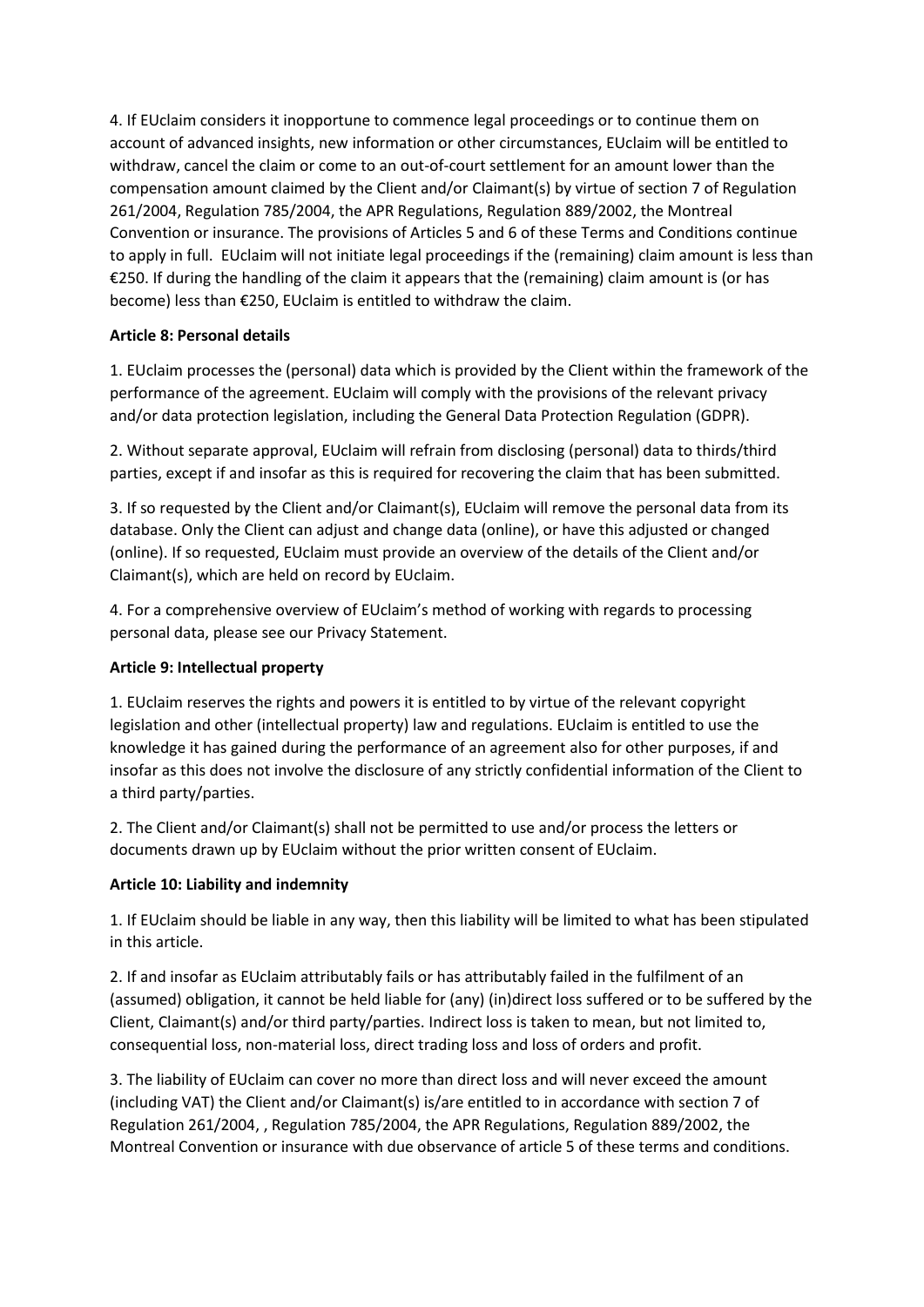4. If EUclaim considers it inopportune to commence legal proceedings or to continue them on account of advanced insights, new information or other circumstances, EUclaim will be entitled to withdraw, cancel the claim or come to an out-of-court settlement for an amount lower than the compensation amount claimed by the Client and/or Claimant(s) by virtue of section 7 of Regulation 261/2004, Regulation 785/2004, the APR Regulations, Regulation 889/2002, the Montreal Convention or insurance. The provisions of Articles 5 and 6 of these Terms and Conditions continue to apply in full. EUclaim will not initiate legal proceedings if the (remaining) claim amount is less than €250. If during the handling of the claim it appears that the (remaining) claim amount is (or has become) less than €250, EUclaim is entitled to withdraw the claim.

**Article 8: Personal details**

1. EUclaim processes the (personal) data which is provided by the Client within the framework of the performance of the agreement. EUclaim will comply with the provisions of the relevant privacy and/or data protection legislation, including the General Data Protection Regulation (GDPR).

2. Without separate approval, EUclaim will refrain from disclosing (personal) data to thirds/third parties, except if and insofar as this is required for recovering the claim that has been submitted.

3. If so requested by the Client and/or Claimant(s), EUclaim will remove the personal data from its database. Only the Client can adjust and change data (online), or have this adjusted or changed (online). If so requested, EUclaim must provide an overview of the details of the Client and/or Claimant(s), which are held on record by EUclaim.

4. For a comprehensive overview of EUclaim's method of working with regards to processing personal data, please see our Privacy Statement.

**Article 9: Intellectual property**

1. EUclaim reserves the rights and powers it is entitled to by virtue of the relevant copyright legislation and other (intellectual property) law and regulations. EUclaim is entitled to use the knowledge it has gained during the performance of an agreement also for other purposes, if and insofar as this does not involve the disclosure of any strictly confidential information of the Client to a third party/parties.

2. The Client and/or Claimant(s) shall not be permitted to use and/or process the letters or documents drawn up by EUclaim without the prior written consent of EUclaim.

**Article 10: Liability and indemnity**

1. If EUclaim should be liable in any way, then this liability will be limited to what has been stipulated in this article.

2. If and insofar as EUclaim attributably fails or has attributably failed in the fulfilment of an (assumed) obligation, it cannot be held liable for (any) (in)direct loss suffered or to be suffered by the Client, Claimant(s) and/or third party/parties. Indirect loss is taken to mean, but not limited to, consequential loss, non-material loss, direct trading loss and loss of orders and profit.

3. The liability of EUclaim can cover no more than direct loss and will never exceed the amount (including VAT) the Client and/or Claimant(s) is/are entitled to in accordance with section 7 of Regulation 261/2004, , Regulation 785/2004, the APR Regulations, Regulation 889/2002, the Montreal Convention or insurance with due observance of article 5 of these terms and conditions.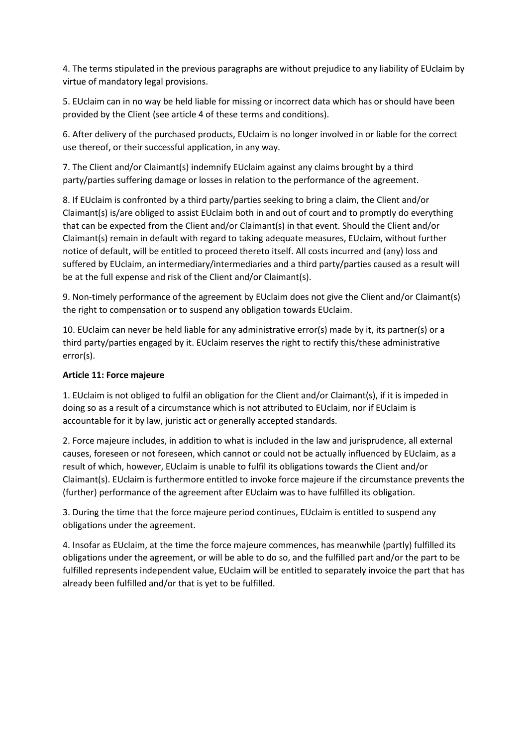4. The terms stipulated in the previous paragraphs are without prejudice to any liability of EUclaim by virtue of mandatory legal provisions.

5. EUclaim can in no way be held liable for missing or incorrect data which has or should have been provided by the Client (see article 4 of these terms and conditions).

6. After delivery of the purchased products, EUclaim is no longer involved in or liable for the correct use thereof, or their successful application, in any way.

7. The Client and/or Claimant(s) indemnify EUclaim against any claims brought by a third party/parties suffering damage or losses in relation to the performance of the agreement.

8. If EUclaim is confronted by a third party/parties seeking to bring a claim, the Client and/or Claimant(s) is/are obliged to assist EUclaim both in and out of court and to promptly do everything that can be expected from the Client and/or Claimant(s) in that event. Should the Client and/or Claimant(s) remain in default with regard to taking adequate measures, EUclaim, without further notice of default, will be entitled to proceed thereto itself. All costs incurred and (any) loss and suffered by EUclaim, an intermediary/intermediaries and a third party/parties caused as a result will be at the full expense and risk of the Client and/or Claimant(s).

9. Non-timely performance of the agreement by EUclaim does not give the Client and/or Claimant(s) the right to compensation or to suspend any obligation towards EUclaim.

10. EUclaim can never be held liable for any administrative error(s) made by it, its partner(s) or a third party/parties engaged by it. EUclaim reserves the right to rectify this/these administrative error(s).

**Article 11: Force majeure**

1. EUclaim is not obliged to fulfil an obligation for the Client and/or Claimant(s), if it is impeded in doing so as a result of a circumstance which is not attributed to EUclaim, nor if EUclaim is accountable for it by law, juristic act or generally accepted standards.

2. Force majeure includes, in addition to what is included in the law and jurisprudence, all external causes, foreseen or not foreseen, which cannot or could not be actually influenced by EUclaim, as a result of which, however, EUclaim is unable to fulfil its obligations towards the Client and/or Claimant(s). EUclaim is furthermore entitled to invoke force majeure if the circumstance prevents the (further) performance of the agreement after EUclaim was to have fulfilled its obligation.

3. During the time that the force majeure period continues, EUclaim is entitled to suspend any obligations under the agreement.

4. Insofar as EUclaim, at the time the force majeure commences, has meanwhile (partly) fulfilled its obligations under the agreement, or will be able to do so, and the fulfilled part and/or the part to be fulfilled represents independent value, EUclaim will be entitled to separately invoice the part that has already been fulfilled and/or that is yet to be fulfilled.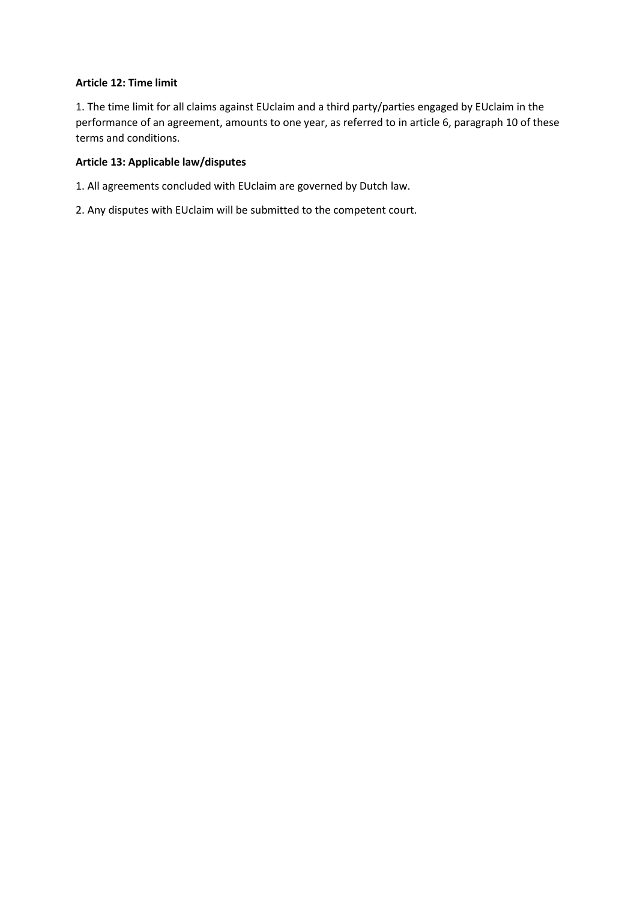**Article 12: Time limit**

1. The time limit for all claims against EUclaim and a third party/parties engaged by EUclaim in the performance of an agreement, amounts to one year, as referred to in article 6, paragraph 10 of these terms and conditions.

**Article 13: Applicable law/disputes**

1. All agreements concluded with EUclaim are governed by Dutch law.

2. Any disputes with EUclaim will be submitted to the competent court.